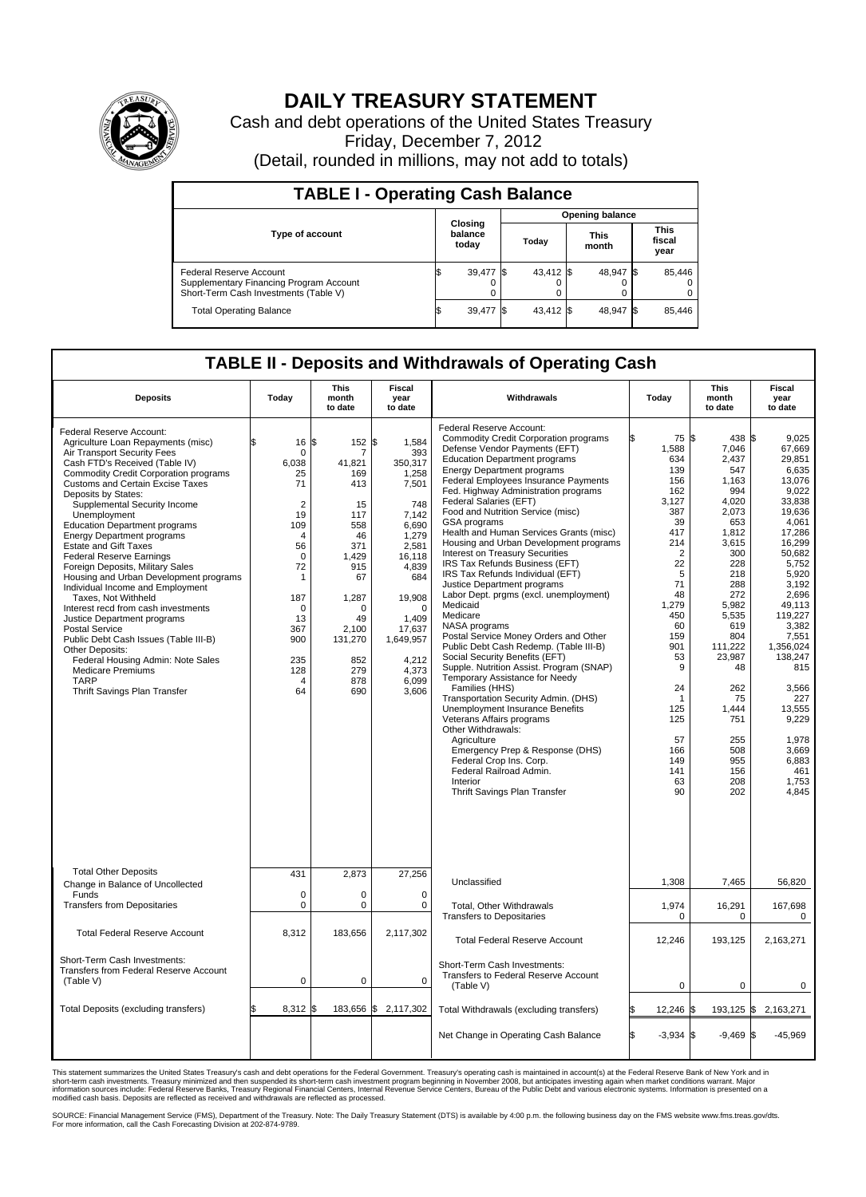# DAILY TREASURY STATEMENT

Cash and debt operations of the United States Treasury

Friday, December 7, 2012

(Detail, rounded in millions, may not add to totals)

## TABLE I - Operating Cash Balance

| Type of account | Closing balance today | Opening balance Today | Opening balance This month | Opening balance This fiscal year |
|---|---|---|---|---|
| Federal Reserve Account | $ 39,477 | $ 43,412 | $ 48,947 | $ 85,446 |
| Supplementary Financing Program Account | 0 | 0 | 0 | 0 |
| Short-Term Cash Investments (Table V) | 0 | 0 | 0 | 0 |
| Total Operating Balance | $ 39,477 | $ 43,412 | $ 48,947 | $ 85,446 |

## TABLE II - Deposits and Withdrawals of Operating Cash

| Deposits | Today | This month to date | Fiscal year to date |
|---|---|---|---|
| Federal Reserve Account: | | | |
| Agriculture Loan Repayments (misc) | $ 16 | $ 152 | $ 1,584 |
| Air Transport Security Fees | 0 | 7 | 393 |
| Cash FTD's Received (Table IV) | 6,038 | 41,821 | 350,317 |
| Commodity Credit Corporation programs | 25 | 169 | 1,258 |
| Customs and Certain Excise Taxes | 71 | 413 | 7,501 |
| Deposits by States: | | | |
| Supplemental Security Income | 2 | 15 | 748 |
| Unemployment | 19 | 117 | 7,142 |
| Education Department programs | 109 | 558 | 6,690 |
| Energy Department programs | 4 | 46 | 1,279 |
| Estate and Gift Taxes | 56 | 371 | 2,581 |
| Federal Reserve Earnings | 0 | 1,429 | 16,118 |
| Foreign Deposits, Military Sales | 72 | 915 | 4,839 |
| Housing and Urban Development programs | 1 | 67 | 684 |
| Individual Income and Employment Taxes, Not Withheld | 187 | 1,287 | 19,908 |
| Interest recd from cash investments | 0 | 0 | 0 |
| Justice Department programs | 13 | 49 | 1,409 |
| Postal Service | 367 | 2,100 | 17,637 |
| Public Debt Cash Issues (Table III-B) | 900 | 131,270 | 1,649,957 |
| Other Deposits: | | | |
| Federal Housing Admin: Note Sales | 235 | 852 | 4,212 |
| Medicare Premiums | 128 | 279 | 4,373 |
| TARP | 4 | 878 | 6,099 |
| Thrift Savings Plan Transfer | 64 | 690 | 3,606 |
| Total Other Deposits | 431 | 2,873 | 27,256 |
| Change in Balance of Uncollected Funds | 0 | 0 | 0 |
| Transfers from Depositaries | 0 | 0 | 0 |
| Total Federal Reserve Account | 8,312 | 183,656 | 2,117,302 |
| Short-Term Cash Investments: Transfers from Federal Reserve Account (Table V) | 0 | 0 | 0 |
| Total Deposits (excluding transfers) | $ 8,312 | $ 183,656 | $ 2,117,302 |

| Withdrawals | Today | This month to date | Fiscal year to date |
|---|---|---|---|
| Federal Reserve Account: | | | |
| Commodity Credit Corporation programs | $ 75 | $ 438 | $ 9,025 |
| Defense Vendor Payments (EFT) | 1,588 | 7,046 | 67,669 |
| Education Department programs | 634 | 2,437 | 29,851 |
| Energy Department programs | 139 | 547 | 6,635 |
| Federal Employees Insurance Payments | 156 | 1,163 | 13,076 |
| Fed. Highway Administration programs | 162 | 994 | 9,022 |
| Federal Salaries (EFT) | 3,127 | 4,020 | 33,838 |
| Food and Nutrition Service (misc) | 387 | 2,073 | 19,636 |
| GSA programs | 39 | 653 | 4,061 |
| Health and Human Services Grants (misc) | 417 | 1,812 | 17,286 |
| Housing and Urban Development programs | 214 | 3,615 | 16,299 |
| Interest on Treasury Securities | 2 | 300 | 50,682 |
| IRS Tax Refunds Business (EFT) | 22 | 228 | 5,752 |
| IRS Tax Refunds Individual (EFT) | 5 | 218 | 5,920 |
| Justice Department programs | 71 | 288 | 3,192 |
| Labor Dept. prgms (excl. unemployment) | 48 | 272 | 2,696 |
| Medicaid | 1,279 | 5,982 | 49,113 |
| Medicare | 450 | 5,535 | 119,227 |
| NASA programs | 60 | 619 | 3,382 |
| Postal Service Money Orders and Other | 159 | 804 | 7,551 |
| Public Debt Cash Redemp. (Table III-B) | 901 | 111,222 | 1,356,024 |
| Social Security Benefits (EFT) | 53 | 23,987 | 138,247 |
| Supple. Nutrition Assist. Program (SNAP) | 9 | 48 | 815 |
| Temporary Assistance for Needy Families (HHS) | 24 | 262 | 3,566 |
| Transportation Security Admin. (DHS) | 1 | 75 | 227 |
| Unemployment Insurance Benefits | 125 | 1,444 | 13,555 |
| Veterans Affairs programs | 125 | 751 | 9,229 |
| Other Withdrawals: | | | |
| Agriculture | 57 | 255 | 1,978 |
| Emergency Prep & Response (DHS) | 166 | 508 | 3,669 |
| Federal Crop Ins. Corp. | 149 | 955 | 6,883 |
| Federal Railroad Admin. | 141 | 156 | 461 |
| Interior | 63 | 208 | 1,753 |
| Thrift Savings Plan Transfer | 90 | 202 | 4,845 |
| Unclassified | 1,308 | 7,465 | 56,820 |
| Total, Other Withdrawals | 1,974 | 16,291 | 167,698 |
| Transfers to Depositaries | 0 | 0 | 0 |
| Total Federal Reserve Account | 12,246 | 193,125 | 2,163,271 |
| Short-Term Cash Investments: Transfers to Federal Reserve Account (Table V) | 0 | 0 | 0 |
| Total Withdrawals (excluding transfers) | $ 12,246 | $ 193,125 | $ 2,163,271 |
| Net Change in Operating Cash Balance | $ -3,934 | $ -9,469 | $ -45,969 |

This statement summarizes the United States Treasury's cash and debt operations for the Federal Government. Treasury's operating cash is maintained in account(s) at the Federal Reserve Bank of New York and in short-term cash investments. Treasury minimized and then suspended its short-term cash investment program beginning in November 2008, but anticipates investing again when market conditions warrant. Major information sources include: Federal Reserve Banks, Treasury Regional Financial Centers, Internal Revenue Service Centers, Bureau of the Public Debt and various electronic systems. Information is presented on a modified cash basis. Deposits are reflected as received and withdrawals are reflected as processed.

SOURCE: Financial Management Service (FMS), Department of the Treasury. Note: The Daily Treasury Statement (DTS) is available by 4:00 p.m. the following business day on the FMS website www.fms.treas.gov/dts. For more information, call the Cash Forecasting Division at 202-874-9789.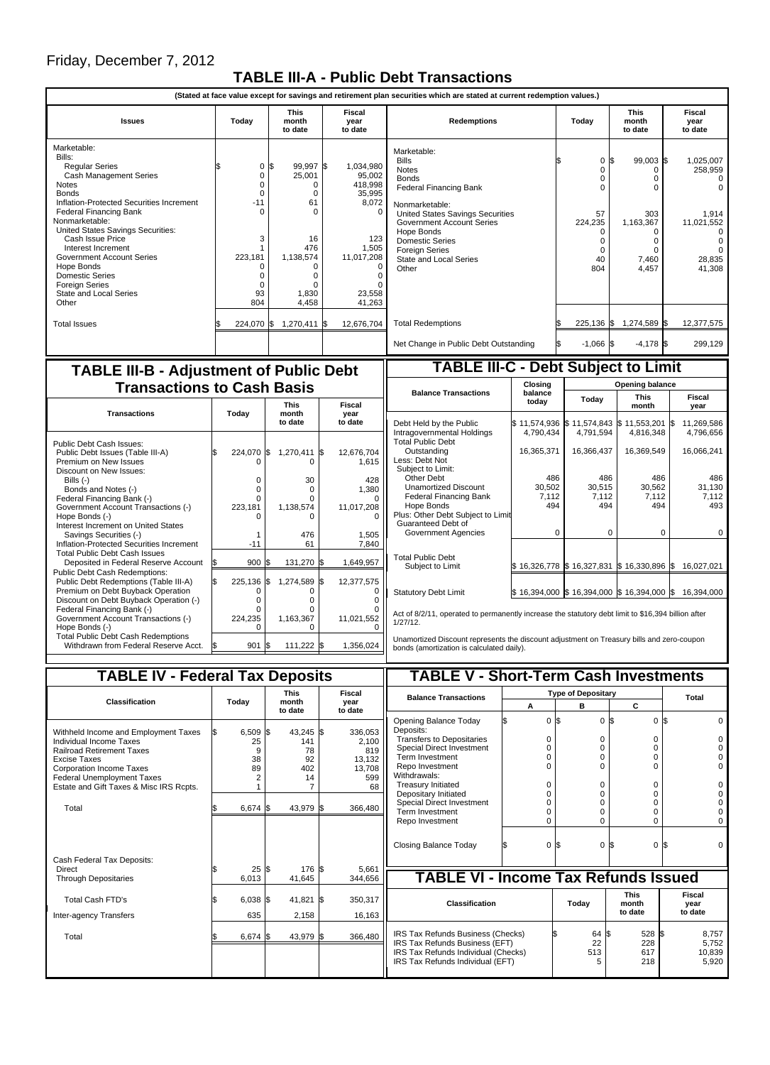Friday, December 7, 2012

# TABLE III-A - Public Debt Transactions

(Stated at face value except for savings and retirement plan securities which are stated at current redemption values.)

| Issues | Today | This month to date | Fiscal year to date |
|---|---|---|---|
| Marketable: | | | |
| Bills: | | | |
| Regular Series | $ 0 | $ 99,997 | $ 1,034,980 |
| Cash Management Series | 0 | 25,001 | 95,002 |
| Notes | 0 | 0 | 418,998 |
| Bonds | 0 | 0 | 35,995 |
| Inflation-Protected Securities Increment | -11 | 61 | 8,072 |
| Federal Financing Bank | 0 | 0 | 0 |
| Nonmarketable: | | | |
| United States Savings Securities: | | | |
| Cash Issue Price | 3 | 16 | 123 |
| Interest Increment | 1 | 476 | 1,505 |
| Government Account Series | 223,181 | 1,138,574 | 11,017,208 |
| Hope Bonds | 0 | 0 | 0 |
| Domestic Series | 0 | 0 | 0 |
| Foreign Series | 0 | 0 | 0 |
| State and Local Series | 93 | 1,830 | 23,558 |
| Other | 804 | 4,458 | 41,263 |
| Total Issues | $ 224,070 | $ 1,270,411 | $ 12,676,704 |

| Redemptions | Today | This month to date | Fiscal year to date |
|---|---|---|---|
| Marketable: | | | |
| Bills | $ 0 | $ 99,003 | $ 1,025,007 |
| Notes | 0 | 0 | 258,959 |
| Bonds | 0 | 0 | 0 |
| Federal Financing Bank | 0 | 0 | 0 |
| Nonmarketable: | | | |
| United States Savings Securities | 57 | 303 | 1,914 |
| Government Account Series | 224,235 | 1,163,367 | 11,021,552 |
| Hope Bonds | 0 | 0 | 0 |
| Domestic Series | 0 | 0 | 0 |
| Foreign Series | 0 | 0 | 0 |
| State and Local Series | 40 | 7,460 | 28,835 |
| Other | 804 | 4,457 | 41,308 |
| Total Redemptions | $ 225,136 | $ 1,274,589 | $ 12,377,575 |
| Net Change in Public Debt Outstanding | $ -1,066 | $ -4,178 | $ 299,129 |

# TABLE III-B - Adjustment of Public Debt Transactions to Cash Basis

| Transactions | Today | This month to date | Fiscal year to date |
|---|---|---|---|
| Public Debt Cash Issues: | | | |
| Public Debt Issues (Table III-A) | $ 224,070 | $ 1,270,411 | $ 12,676,704 |
| Premium on New Issues | 0 | 0 | 1,615 |
| Discount on New Issues: | | | |
| Bills (-) | 0 | 30 | 428 |
| Bonds and Notes (-) | 0 | 0 | 1,380 |
| Federal Financing Bank (-) | 0 | 0 | 0 |
| Government Account Transactions (-) | 223,181 | 1,138,574 | 11,017,208 |
| Hope Bonds (-) | 0 | 0 | 0 |
| Interest Increment on United States Savings Securities (-) | 1 | 476 | 1,505 |
| Inflation-Protected Securities Increment | -11 | 61 | 7,840 |
| Total Public Debt Cash Issues Deposited in Federal Reserve Account | $ 900 | $ 131,270 | $ 1,649,957 |
| Public Debt Cash Redemptions: | | | |
| Public Debt Redemptions (Table III-A) | $ 225,136 | $ 1,274,589 | $ 12,377,575 |
| Premium on Debt Buyback Operation | 0 | 0 | 0 |
| Discount on Debt Buyback Operation (-) | 0 | 0 | 0 |
| Federal Financing Bank (-) | 0 | 0 | 0 |
| Government Account Transactions (-) | 224,235 | 1,163,367 | 11,021,552 |
| Hope Bonds (-) | 0 | 0 | 0 |
| Total Public Debt Cash Redemptions Withdrawn from Federal Reserve Acct. | $ 901 | $ 111,222 | $ 1,356,024 |

# TABLE III-C - Debt Subject to Limit

| Balance Transactions | Closing balance today | Opening balance Today | Opening balance This month | Opening balance Fiscal year |
|---|---|---|---|---|
| Debt Held by the Public | $ 11,574,936 | $ 11,574,843 | $ 11,553,201 | $ 11,269,586 |
| Intragovernmental Holdings | 4,790,434 | 4,791,594 | 4,816,348 | 4,796,656 |
| Total Public Debt Outstanding | 16,365,371 | 16,366,437 | 16,369,549 | 16,066,241 |
| Less: Debt Not Subject to Limit: | | | | |
| Other Debt | 486 | 486 | 486 | 486 |
| Unamortized Discount | 30,502 | 30,515 | 30,562 | 31,130 |
| Federal Financing Bank | 7,112 | 7,112 | 7,112 | 7,112 |
| Hope Bonds | 494 | 494 | 494 | 493 |
| Plus: Other Debt Subject to Limit | | | | |
| Guaranteed Debt of Government Agencies | 0 | 0 | 0 | 0 |
| Total Public Debt Subject to Limit | $ 16,326,778 | $ 16,327,831 | $ 16,330,896 | $ 16,027,021 |
| Statutory Debt Limit | $ 16,394,000 | $ 16,394,000 | $ 16,394,000 | $ 16,394,000 |

Act of 8/2/11, operated to permanently increase the statutory debt limit to $16,394 billion after 1/27/12.

Unamortized Discount represents the discount adjustment on Treasury bills and zero-coupon bonds (amortization is calculated daily).

# TABLE IV - Federal Tax Deposits

| Classification | Today | This month to date | Fiscal year to date |
|---|---|---|---|
| Withheld Income and Employment Taxes | $ 6,509 | $ 43,245 | $ 336,053 |
| Individual Income Taxes | 25 | 141 | 2,100 |
| Railroad Retirement Taxes | 9 | 78 | 819 |
| Excise Taxes | 38 | 92 | 13,132 |
| Corporation Income Taxes | 89 | 402 | 13,708 |
| Federal Unemployment Taxes | 2 | 14 | 599 |
| Estate and Gift Taxes & Misc IRS Rcpts. | 1 | 7 | 68 |
| Total | $ 6,674 | $ 43,979 | $ 366,480 |
| Cash Federal Tax Deposits: | | | |
| Direct | $ 25 | $ 176 | $ 5,661 |
| Through Depositaries | 6,013 | 41,645 | 344,656 |
| Total Cash FTD's | $ 6,038 | $ 41,821 | $ 350,317 |
| Inter-agency Transfers | 635 | 2,158 | 16,163 |
| Total | $ 6,674 | $ 43,979 | $ 366,480 |

# TABLE V - Short-Term Cash Investments

| Balance Transactions | Type of Depositary A | Type of Depositary B | Type of Depositary C | Total |
|---|---|---|---|---|
| Opening Balance Today | $ 0 | $ 0 | $ 0 | $ 0 |
| Deposits: | | | | |
| Transfers to Depositaries | 0 | 0 | 0 | 0 |
| Special Direct Investment | 0 | 0 | 0 | 0 |
| Term Investment | 0 | 0 | 0 | 0 |
| Repo Investment | 0 | 0 | 0 | 0 |
| Withdrawals: | | | | |
| Treasury Initiated | 0 | 0 | 0 | 0 |
| Depositary Initiated | 0 | 0 | 0 | 0 |
| Special Direct Investment | 0 | 0 | 0 | 0 |
| Term Investment | 0 | 0 | 0 | 0 |
| Repo Investment | 0 | 0 | 0 | 0 |
| Closing Balance Today | $ 0 | $ 0 | $ 0 | $ 0 |

# TABLE VI - Income Tax Refunds Issued

| Classification | Today | This month to date | Fiscal year to date |
|---|---|---|---|
| IRS Tax Refunds Business (Checks) | $ 64 | $ 528 | $ 8,757 |
| IRS Tax Refunds Business (EFT) | 22 | 228 | 5,752 |
| IRS Tax Refunds Individual (Checks) | 513 | 617 | 10,839 |
| IRS Tax Refunds Individual (EFT) | 5 | 218 | 5,920 |